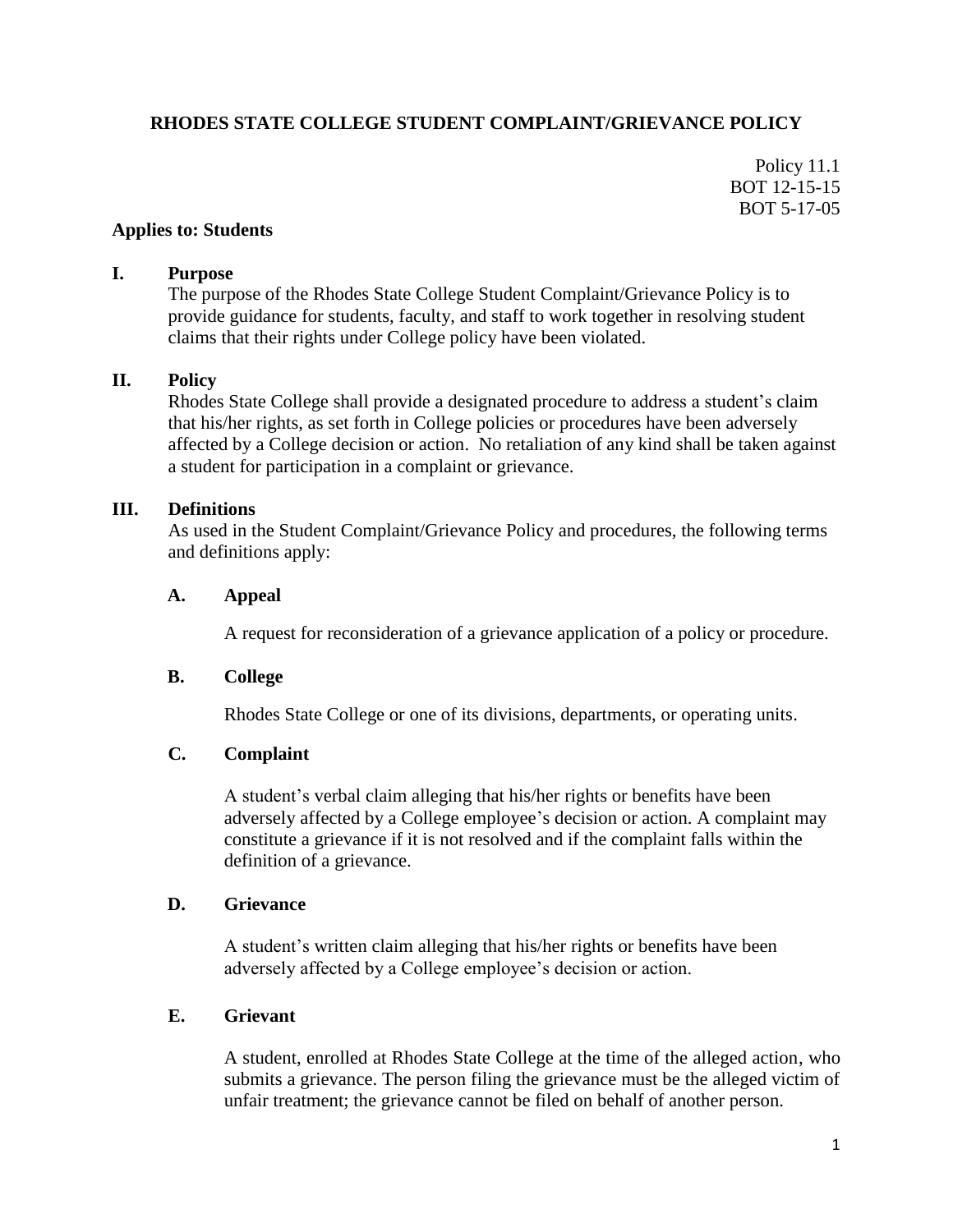# RHODES STATE COLLEGE STUDENT COMPLAINT/GRIEVANCE POLICY

Policy 11.1
BOT 12-15-15
BOT 5-17-05

**Applies to: Students**

## I. Purpose

The purpose of the Rhodes State College Student Complaint/Grievance Policy is to provide guidance for students, faculty, and staff to work together in resolving student claims that their rights under College policy have been violated.

## II. Policy

Rhodes State College shall provide a designated procedure to address a student's claim that his/her rights, as set forth in College policies or procedures have been adversely affected by a College decision or action. No retaliation of any kind shall be taken against a student for participation in a complaint or grievance.

## III. Definitions

As used in the Student Complaint/Grievance Policy and procedures, the following terms and definitions apply:

### A. Appeal

A request for reconsideration of a grievance application of a policy or procedure.

### B. College

Rhodes State College or one of its divisions, departments, or operating units.

### C. Complaint

A student's verbal claim alleging that his/her rights or benefits have been adversely affected by a College employee's decision or action. A complaint may constitute a grievance if it is not resolved and if the complaint falls within the definition of a grievance.

### D. Grievance

A student's written claim alleging that his/her rights or benefits have been adversely affected by a College employee's decision or action.

### E. Grievant

A student, enrolled at Rhodes State College at the time of the alleged action, who submits a grievance. The person filing the grievance must be the alleged victim of unfair treatment; the grievance cannot be filed on behalf of another person.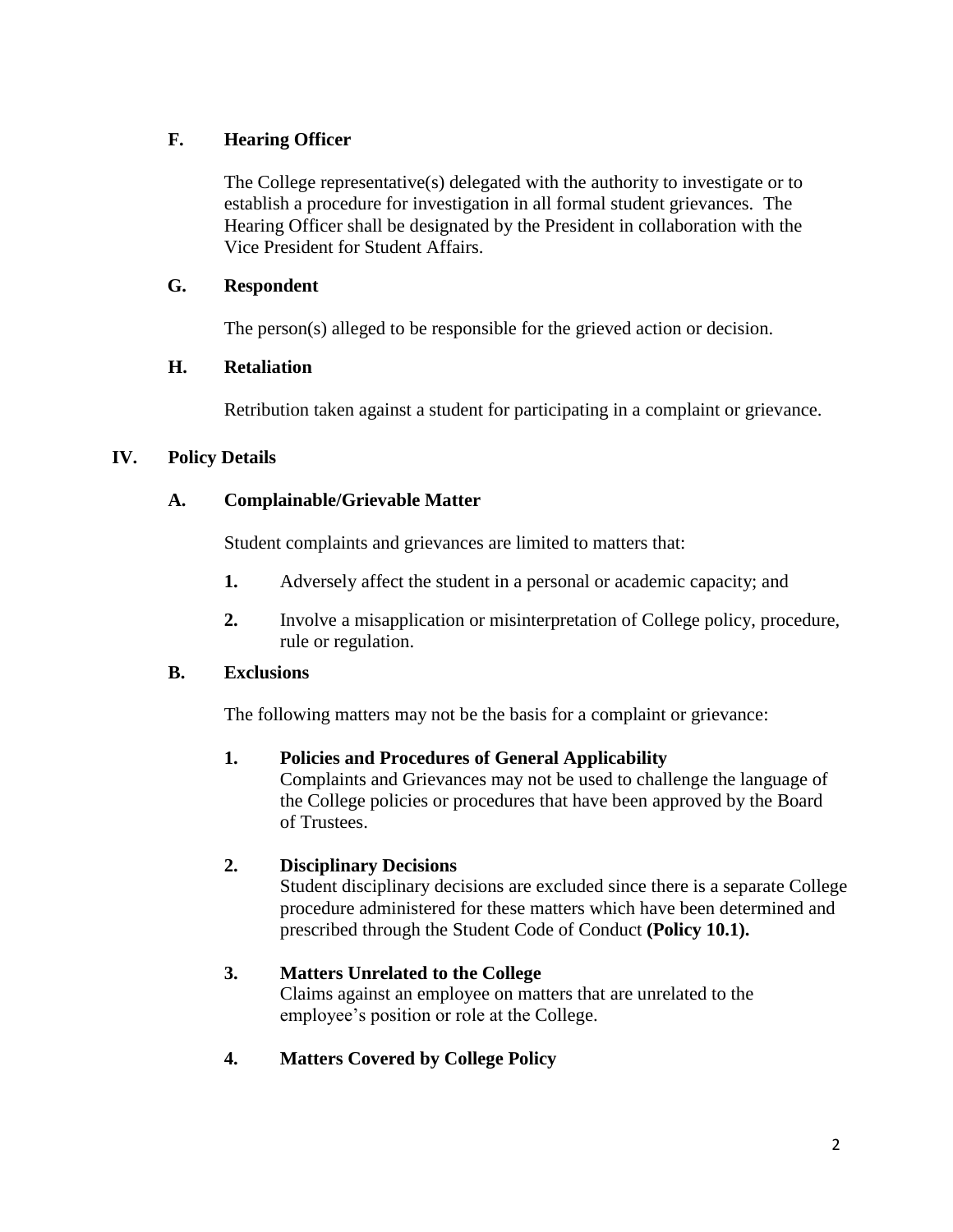### F. Hearing Officer

The College representative(s) delegated with the authority to investigate or to establish a procedure for investigation in all formal student grievances. The Hearing Officer shall be designated by the President in collaboration with the Vice President for Student Affairs.

### G. Respondent

The person(s) alleged to be responsible for the grieved action or decision.

### H. Retaliation

Retribution taken against a student for participating in a complaint or grievance.

## IV. Policy Details

### A. Complainable/Grievable Matter

Student complaints and grievances are limited to matters that:

1. Adversely affect the student in a personal or academic capacity; and
2. Involve a misapplication or misinterpretation of College policy, procedure, rule or regulation.

### B. Exclusions

The following matters may not be the basis for a complaint or grievance:

1. **Policies and Procedures of General Applicability**
   Complaints and Grievances may not be used to challenge the language of the College policies or procedures that have been approved by the Board of Trustees.

2. **Disciplinary Decisions**
   Student disciplinary decisions are excluded since there is a separate College procedure administered for these matters which have been determined and prescribed through the Student Code of Conduct **(Policy 10.1).**

3. **Matters Unrelated to the College**
   Claims against an employee on matters that are unrelated to the employee's position or role at the College.

4. **Matters Covered by College Policy**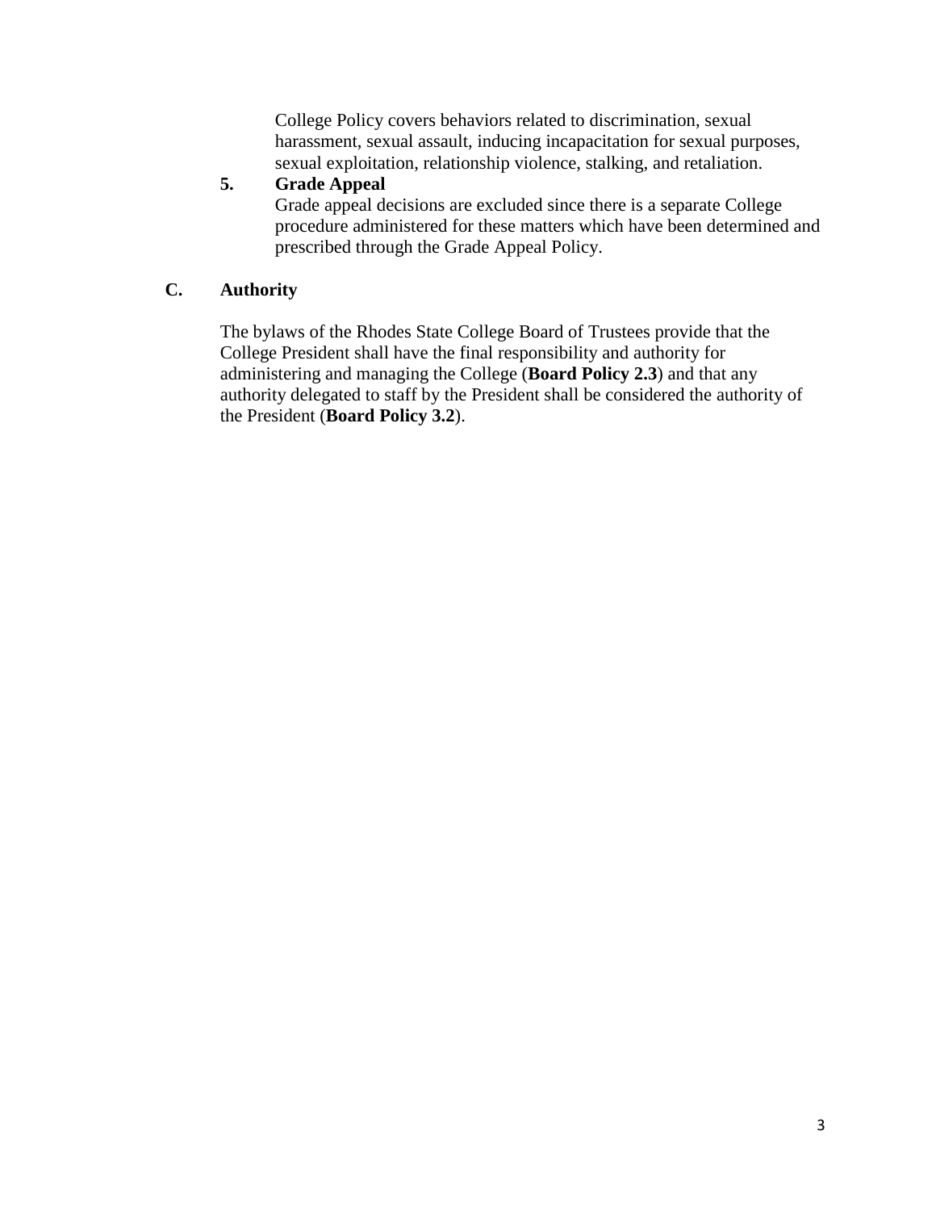College Policy covers behaviors related to discrimination, sexual harassment, sexual assault, inducing incapacitation for sexual purposes, sexual exploitation, relationship violence, stalking, and retaliation.

**5. Grade Appeal**

Grade appeal decisions are excluded since there is a separate College procedure administered for these matters which have been determined and prescribed through the Grade Appeal Policy.

## C. Authority

The bylaws of the Rhodes State College Board of Trustees provide that the College President shall have the final responsibility and authority for administering and managing the College (**Board Policy 2.3**) and that any authority delegated to staff by the President shall be considered the authority of the President (**Board Policy 3.2**).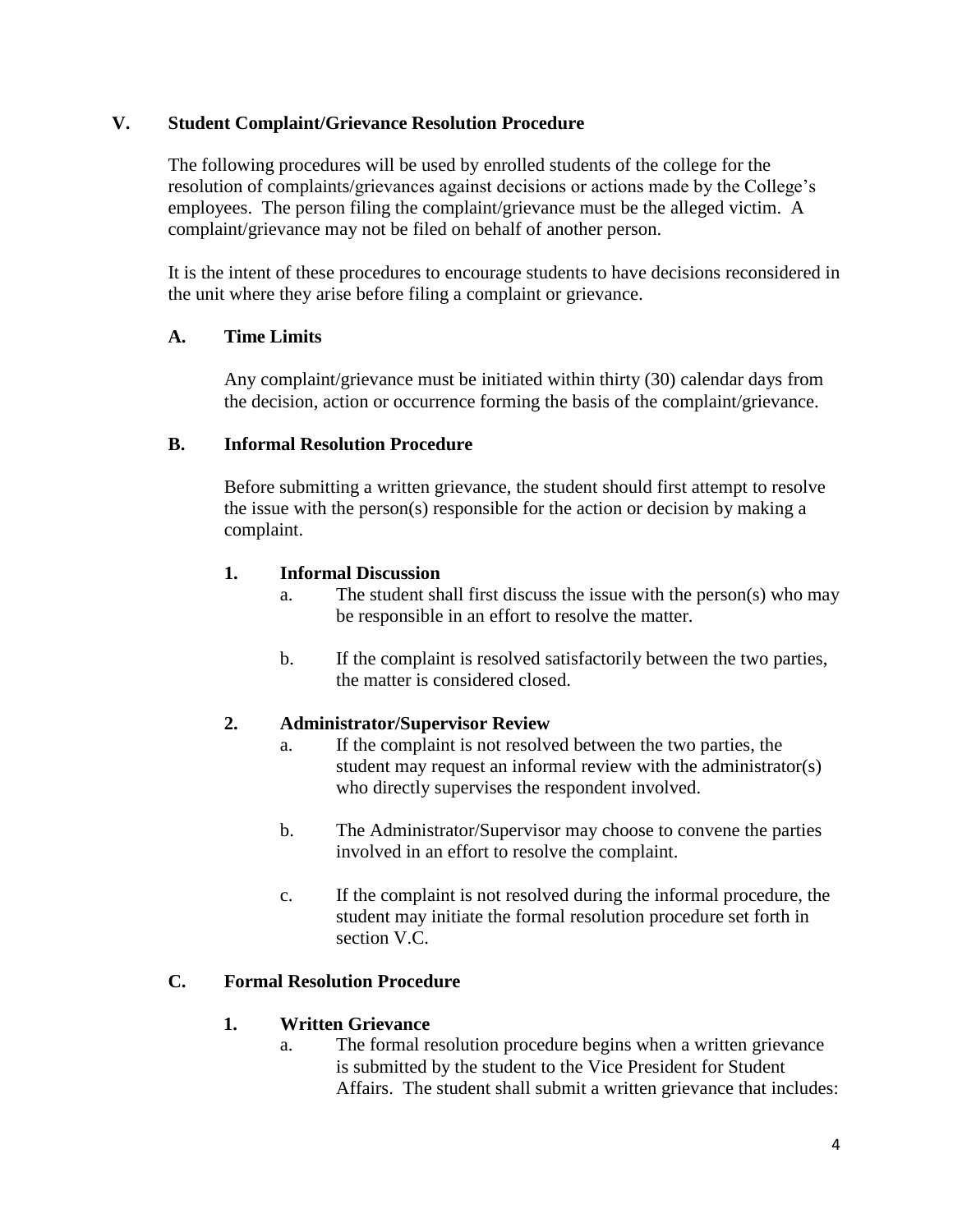## V. Student Complaint/Grievance Resolution Procedure

The following procedures will be used by enrolled students of the college for the resolution of complaints/grievances against decisions or actions made by the College's employees. The person filing the complaint/grievance must be the alleged victim. A complaint/grievance may not be filed on behalf of another person.

It is the intent of these procedures to encourage students to have decisions reconsidered in the unit where they arise before filing a complaint or grievance.

### A. Time Limits

Any complaint/grievance must be initiated within thirty (30) calendar days from the decision, action or occurrence forming the basis of the complaint/grievance.

### B. Informal Resolution Procedure

Before submitting a written grievance, the student should first attempt to resolve the issue with the person(s) responsible for the action or decision by making a complaint.

#### 1. Informal Discussion

a. The student shall first discuss the issue with the person(s) who may be responsible in an effort to resolve the matter.

b. If the complaint is resolved satisfactorily between the two parties, the matter is considered closed.

#### 2. Administrator/Supervisor Review

a. If the complaint is not resolved between the two parties, the student may request an informal review with the administrator(s) who directly supervises the respondent involved.

b. The Administrator/Supervisor may choose to convene the parties involved in an effort to resolve the complaint.

c. If the complaint is not resolved during the informal procedure, the student may initiate the formal resolution procedure set forth in section V.C.

### C. Formal Resolution Procedure

#### 1. Written Grievance

a. The formal resolution procedure begins when a written grievance is submitted by the student to the Vice President for Student Affairs. The student shall submit a written grievance that includes: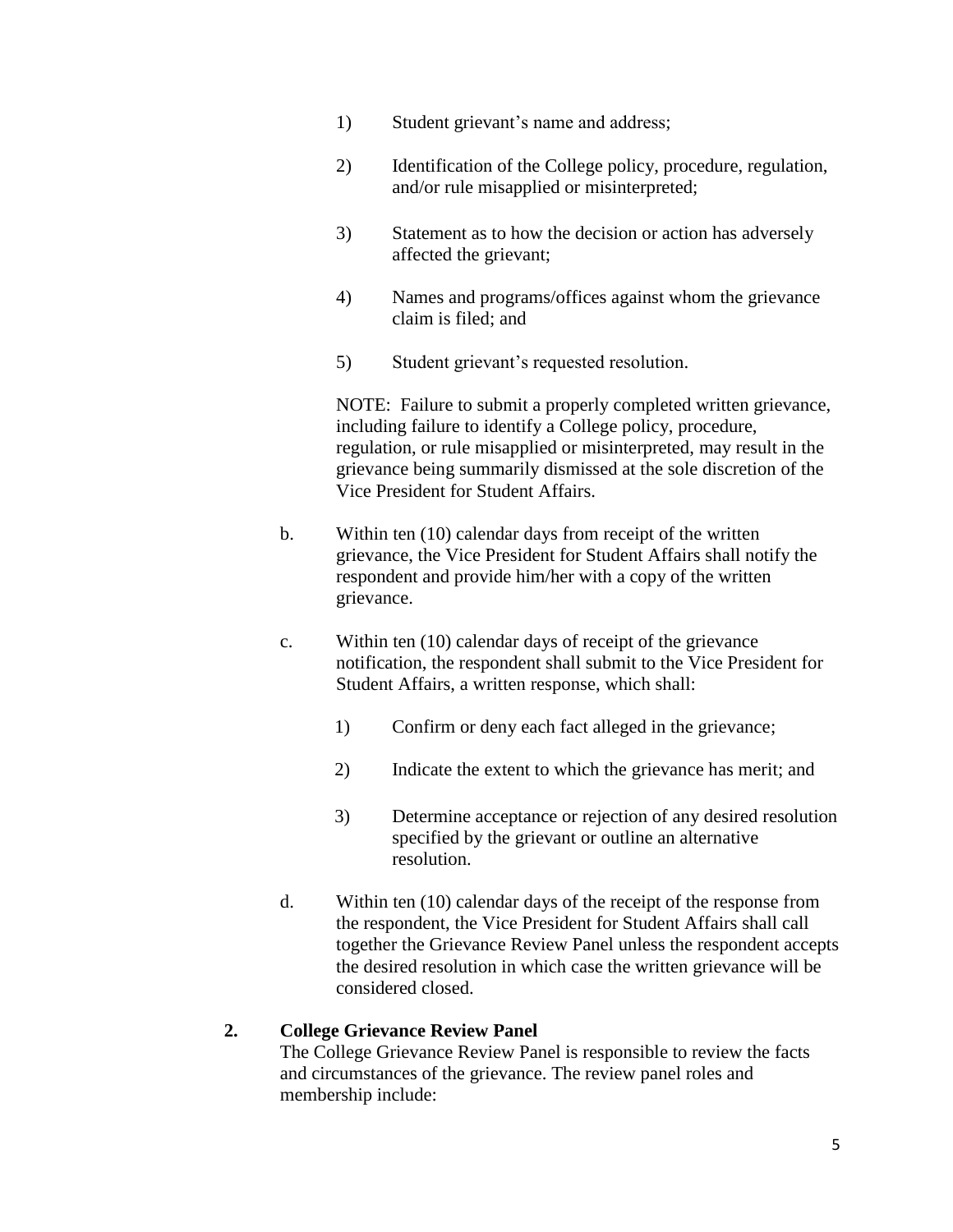1) Student grievant's name and address;

2) Identification of the College policy, procedure, regulation, and/or rule misapplied or misinterpreted;

3) Statement as to how the decision or action has adversely affected the grievant;

4) Names and programs/offices against whom the grievance claim is filed; and

5) Student grievant's requested resolution.

NOTE: Failure to submit a properly completed written grievance, including failure to identify a College policy, procedure, regulation, or rule misapplied or misinterpreted, may result in the grievance being summarily dismissed at the sole discretion of the Vice President for Student Affairs.

b. Within ten (10) calendar days from receipt of the written grievance, the Vice President for Student Affairs shall notify the respondent and provide him/her with a copy of the written grievance.

c. Within ten (10) calendar days of receipt of the grievance notification, the respondent shall submit to the Vice President for Student Affairs, a written response, which shall:

1) Confirm or deny each fact alleged in the grievance;

2) Indicate the extent to which the grievance has merit; and

3) Determine acceptance or rejection of any desired resolution specified by the grievant or outline an alternative resolution.

d. Within ten (10) calendar days of the receipt of the response from the respondent, the Vice President for Student Affairs shall call together the Grievance Review Panel unless the respondent accepts the desired resolution in which case the written grievance will be considered closed.

**2. College Grievance Review Panel**

The College Grievance Review Panel is responsible to review the facts and circumstances of the grievance. The review panel roles and membership include: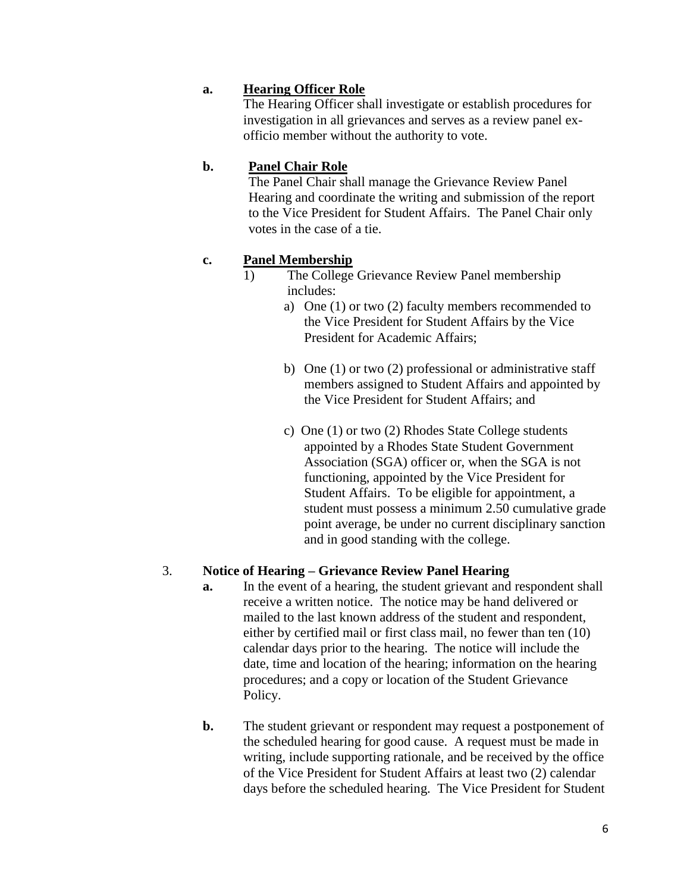**a. Hearing Officer Role**

The Hearing Officer shall investigate or establish procedures for investigation in all grievances and serves as a review panel ex-officio member without the authority to vote.

**b. Panel Chair Role**

The Panel Chair shall manage the Grievance Review Panel Hearing and coordinate the writing and submission of the report to the Vice President for Student Affairs. The Panel Chair only votes in the case of a tie.

**c. Panel Membership**

1) The College Grievance Review Panel membership includes:

   a) One (1) or two (2) faculty members recommended to the Vice President for Student Affairs by the Vice President for Academic Affairs;

   b) One (1) or two (2) professional or administrative staff members assigned to Student Affairs and appointed by the Vice President for Student Affairs; and

   c) One (1) or two (2) Rhodes State College students appointed by a Rhodes State Student Government Association (SGA) officer or, when the SGA is not functioning, appointed by the Vice President for Student Affairs. To be eligible for appointment, a student must possess a minimum 2.50 cumulative grade point average, be under no current disciplinary sanction and in good standing with the college.

3. **Notice of Hearing – Grievance Review Panel Hearing**

   **a.** In the event of a hearing, the student grievant and respondent shall receive a written notice. The notice may be hand delivered or mailed to the last known address of the student and respondent, either by certified mail or first class mail, no fewer than ten (10) calendar days prior to the hearing. The notice will include the date, time and location of the hearing; information on the hearing procedures; and a copy or location of the Student Grievance Policy.

   **b.** The student grievant or respondent may request a postponement of the scheduled hearing for good cause. A request must be made in writing, include supporting rationale, and be received by the office of the Vice President for Student Affairs at least two (2) calendar days before the scheduled hearing. The Vice President for Student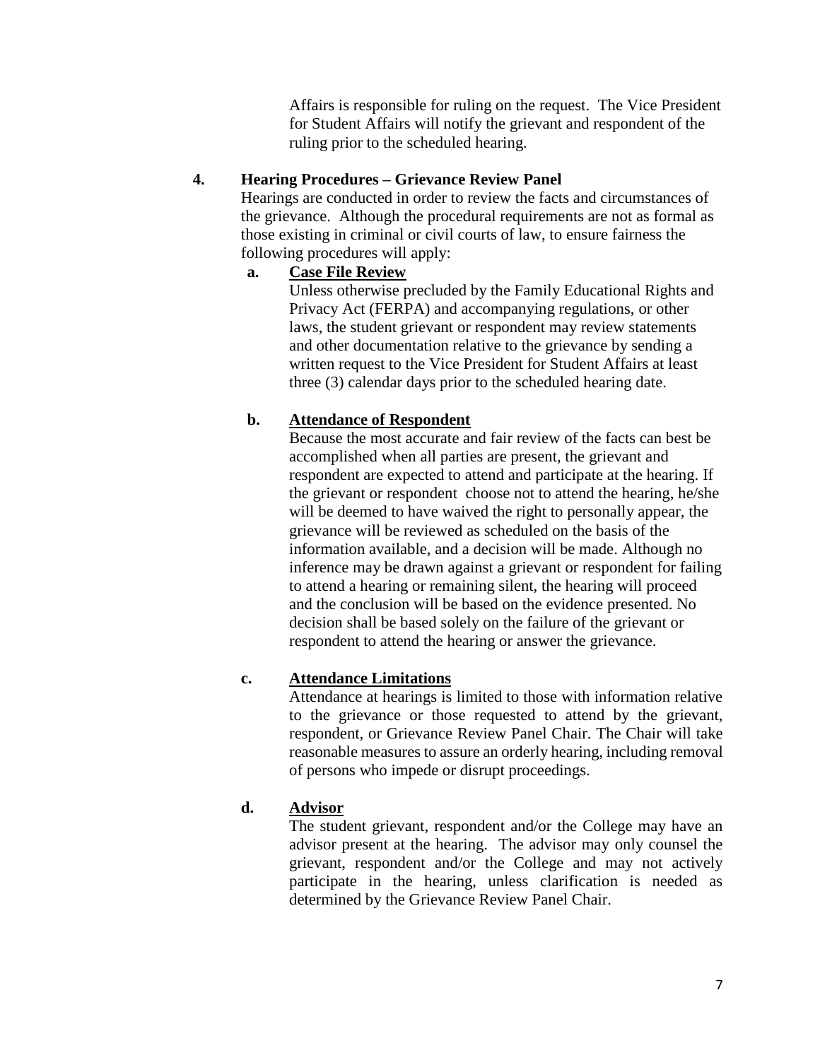Affairs is responsible for ruling on the request. The Vice President for Student Affairs will notify the grievant and respondent of the ruling prior to the scheduled hearing.

**4. Hearing Procedures – Grievance Review Panel**

Hearings are conducted in order to review the facts and circumstances of the grievance. Although the procedural requirements are not as formal as those existing in criminal or civil courts of law, to ensure fairness the following procedures will apply:

**a. <u>Case File Review</u>**

Unless otherwise precluded by the Family Educational Rights and Privacy Act (FERPA) and accompanying regulations, or other laws, the student grievant or respondent may review statements and other documentation relative to the grievance by sending a written request to the Vice President for Student Affairs at least three (3) calendar days prior to the scheduled hearing date.

**b. <u>Attendance of Respondent</u>**

Because the most accurate and fair review of the facts can best be accomplished when all parties are present, the grievant and respondent are expected to attend and participate at the hearing. If the grievant or respondent choose not to attend the hearing, he/she will be deemed to have waived the right to personally appear, the grievance will be reviewed as scheduled on the basis of the information available, and a decision will be made. Although no inference may be drawn against a grievant or respondent for failing to attend a hearing or remaining silent, the hearing will proceed and the conclusion will be based on the evidence presented. No decision shall be based solely on the failure of the grievant or respondent to attend the hearing or answer the grievance.

**c. <u>Attendance Limitations</u>**

Attendance at hearings is limited to those with information relative to the grievance or those requested to attend by the grievant, respondent, or Grievance Review Panel Chair. The Chair will take reasonable measures to assure an orderly hearing, including removal of persons who impede or disrupt proceedings.

**d. <u>Advisor</u>**

The student grievant, respondent and/or the College may have an advisor present at the hearing. The advisor may only counsel the grievant, respondent and/or the College and may not actively participate in the hearing, unless clarification is needed as determined by the Grievance Review Panel Chair.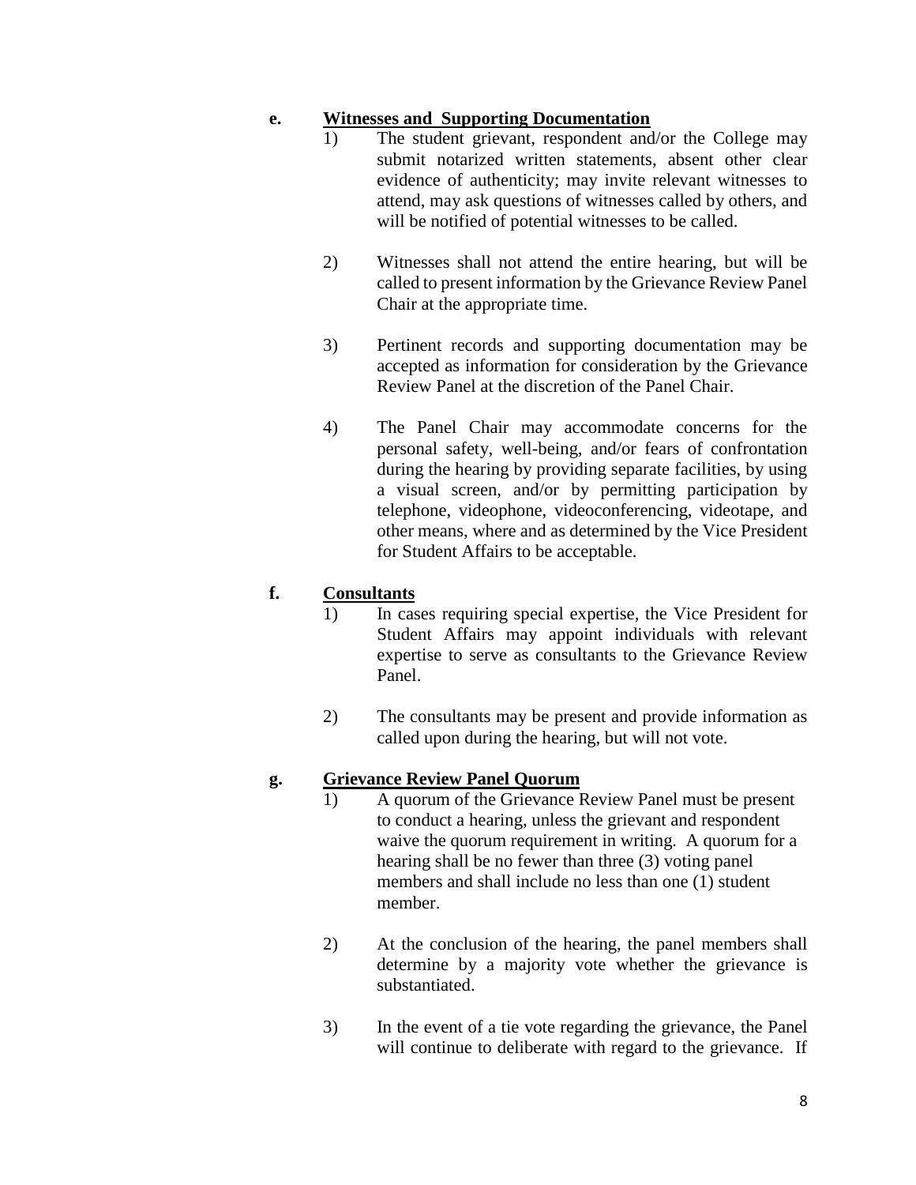**e. Witnesses and Supporting Documentation**

1) The student grievant, respondent and/or the College may submit notarized written statements, absent other clear evidence of authenticity; may invite relevant witnesses to attend, may ask questions of witnesses called by others, and will be notified of potential witnesses to be called.

2) Witnesses shall not attend the entire hearing, but will be called to present information by the Grievance Review Panel Chair at the appropriate time.

3) Pertinent records and supporting documentation may be accepted as information for consideration by the Grievance Review Panel at the discretion of the Panel Chair.

4) The Panel Chair may accommodate concerns for the personal safety, well-being, and/or fears of confrontation during the hearing by providing separate facilities, by using a visual screen, and/or by permitting participation by telephone, videophone, videoconferencing, videotape, and other means, where and as determined by the Vice President for Student Affairs to be acceptable.

**f. Consultants**

1) In cases requiring special expertise, the Vice President for Student Affairs may appoint individuals with relevant expertise to serve as consultants to the Grievance Review Panel.

2) The consultants may be present and provide information as called upon during the hearing, but will not vote.

**g. Grievance Review Panel Quorum**

1) A quorum of the Grievance Review Panel must be present to conduct a hearing, unless the grievant and respondent waive the quorum requirement in writing. A quorum for a hearing shall be no fewer than three (3) voting panel members and shall include no less than one (1) student member.

2) At the conclusion of the hearing, the panel members shall determine by a majority vote whether the grievance is substantiated.

3) In the event of a tie vote regarding the grievance, the Panel will continue to deliberate with regard to the grievance. If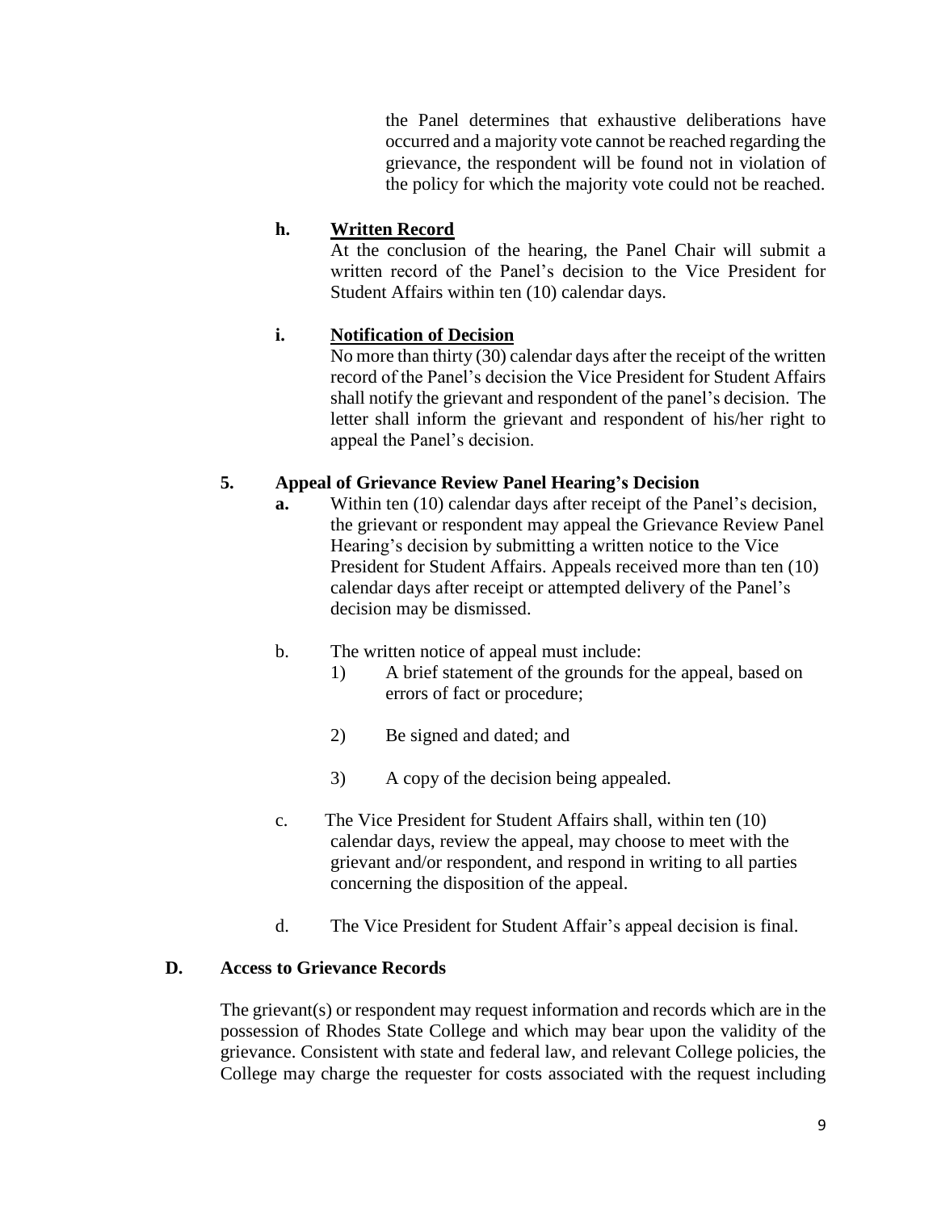the Panel determines that exhaustive deliberations have occurred and a majority vote cannot be reached regarding the grievance, the respondent will be found not in violation of the policy for which the majority vote could not be reached.

**h. Written Record**

At the conclusion of the hearing, the Panel Chair will submit a written record of the Panel's decision to the Vice President for Student Affairs within ten (10) calendar days.

**i. Notification of Decision**

No more than thirty (30) calendar days after the receipt of the written record of the Panel's decision the Vice President for Student Affairs shall notify the grievant and respondent of the panel's decision. The letter shall inform the grievant and respondent of his/her right to appeal the Panel's decision.

**5. Appeal of Grievance Review Panel Hearing's Decision**

**a.** Within ten (10) calendar days after receipt of the Panel's decision, the grievant or respondent may appeal the Grievance Review Panel Hearing's decision by submitting a written notice to the Vice President for Student Affairs. Appeals received more than ten (10) calendar days after receipt or attempted delivery of the Panel's decision may be dismissed.

b. The written notice of appeal must include:

1) A brief statement of the grounds for the appeal, based on errors of fact or procedure;

2) Be signed and dated; and

3) A copy of the decision being appealed.

c. The Vice President for Student Affairs shall, within ten (10) calendar days, review the appeal, may choose to meet with the grievant and/or respondent, and respond in writing to all parties concerning the disposition of the appeal.

d. The Vice President for Student Affair's appeal decision is final.

**D. Access to Grievance Records**

The grievant(s) or respondent may request information and records which are in the possession of Rhodes State College and which may bear upon the validity of the grievance. Consistent with state and federal law, and relevant College policies, the College may charge the requester for costs associated with the request including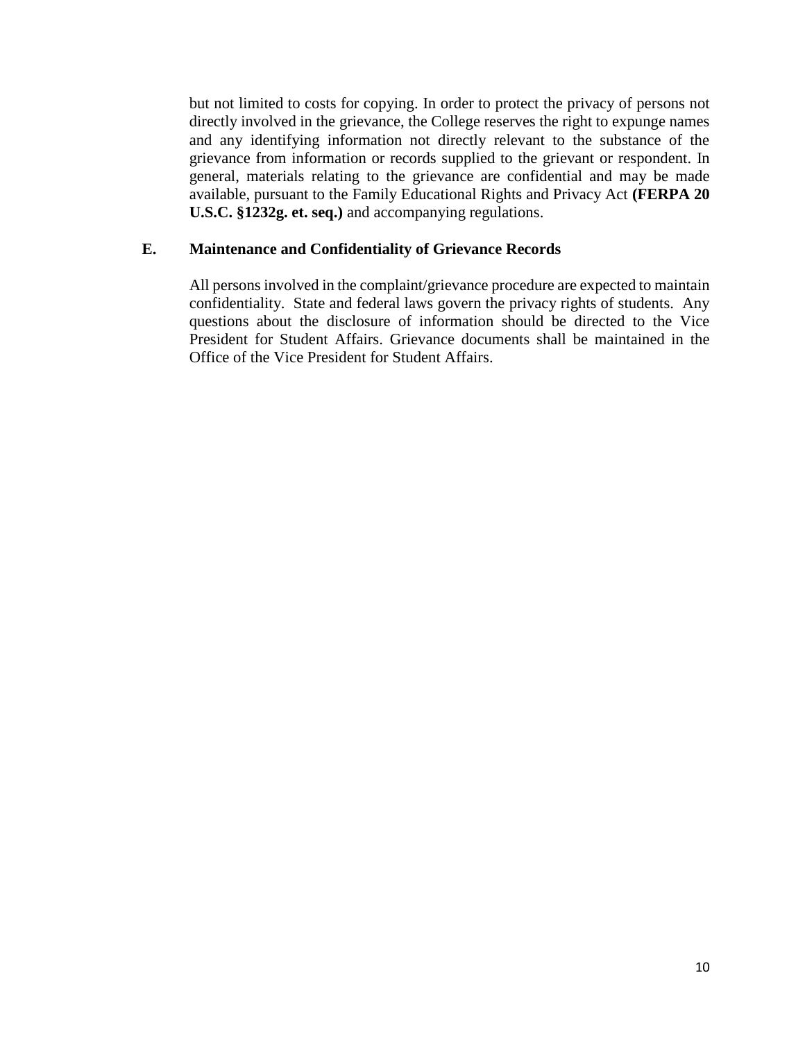but not limited to costs for copying. In order to protect the privacy of persons not directly involved in the grievance, the College reserves the right to expunge names and any identifying information not directly relevant to the substance of the grievance from information or records supplied to the grievant or respondent. In general, materials relating to the grievance are confidential and may be made available, pursuant to the Family Educational Rights and Privacy Act **(FERPA 20 U.S.C. §1232g. et. seq.)** and accompanying regulations.

### E. Maintenance and Confidentiality of Grievance Records

All persons involved in the complaint/grievance procedure are expected to maintain confidentiality. State and federal laws govern the privacy rights of students. Any questions about the disclosure of information should be directed to the Vice President for Student Affairs. Grievance documents shall be maintained in the Office of the Vice President for Student Affairs.